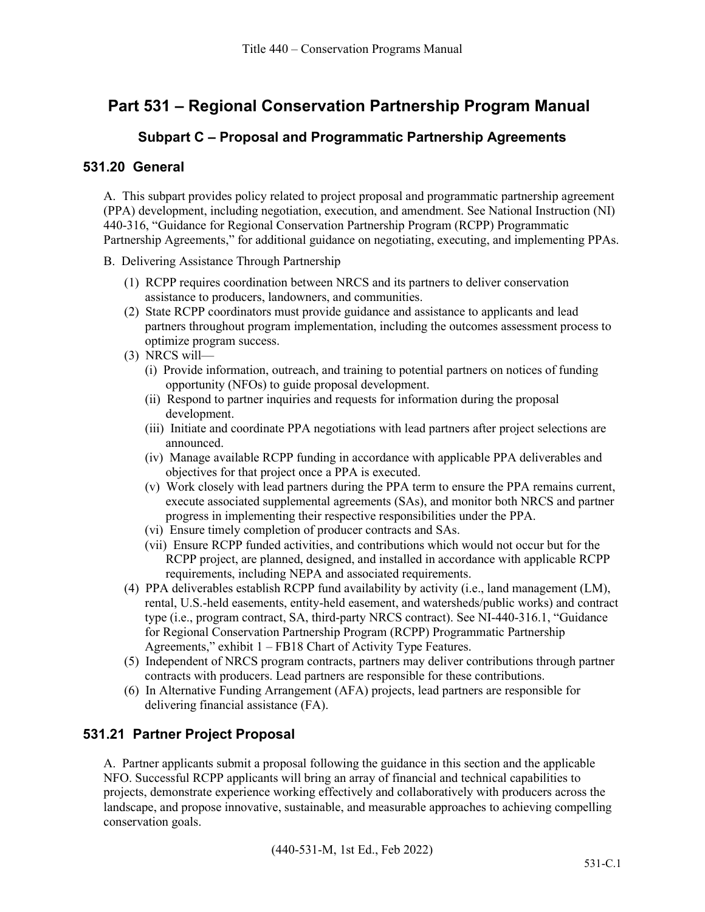# Part 531 – Regional Conservation Partnership Program Manual

## Subpart C – Proposal and Programmatic Partnership Agreements

### 531.20 General

A. This subpart provides policy related to project proposal and programmatic partnership agreement (PPA) development, including negotiation, execution, and amendment. See National Instruction (NI) 440-316, "Guidance for Regional Conservation Partnership Program (RCPP) Programmatic Partnership Agreements," for additional guidance on negotiating, executing, and implementing PPAs.

B. Delivering Assistance Through Partnership

- (1) RCPP requires coordination between NRCS and its partners to deliver conservation assistance to producers, landowners, and communities.
- (2) State RCPP coordinators must provide guidance and assistance to applicants and lead partners throughout program implementation, including the outcomes assessment process to optimize program success.
- (3) NRCS will—
  - (i) Provide information, outreach, and training to potential partners on notices of funding opportunity (NFOs) to guide proposal development.
  - (ii) Respond to partner inquiries and requests for information during the proposal development.
  - (iii) Initiate and coordinate PPA negotiations with lead partners after project selections are announced.
  - (iv) Manage available RCPP funding in accordance with applicable PPA deliverables and objectives for that project once a PPA is executed.
  - (v) Work closely with lead partners during the PPA term to ensure the PPA remains current, execute associated supplemental agreements (SAs), and monitor both NRCS and partner progress in implementing their respective responsibilities under the PPA.
  - (vi) Ensure timely completion of producer contracts and SAs.
  - (vii) Ensure RCPP funded activities, and contributions which would not occur but for the RCPP project, are planned, designed, and installed in accordance with applicable RCPP requirements, including NEPA and associated requirements.
- (4) PPA deliverables establish RCPP fund availability by activity (i.e., land management (LM), rental, U.S.-held easements, entity-held easement, and watersheds/public works) and contract type (i.e., program contract, SA, third-party NRCS contract). See NI-440-316.1, "Guidance for Regional Conservation Partnership Program (RCPP) Programmatic Partnership Agreements," exhibit 1 – FB18 Chart of Activity Type Features.
- (5) Independent of NRCS program contracts, partners may deliver contributions through partner contracts with producers. Lead partners are responsible for these contributions.
- (6) In Alternative Funding Arrangement (AFA) projects, lead partners are responsible for delivering financial assistance (FA).

### 531.21 Partner Project Proposal

A. Partner applicants submit a proposal following the guidance in this section and the applicable NFO. Successful RCPP applicants will bring an array of financial and technical capabilities to projects, demonstrate experience working effectively and collaboratively with producers across the landscape, and propose innovative, sustainable, and measurable approaches to achieving compelling conservation goals.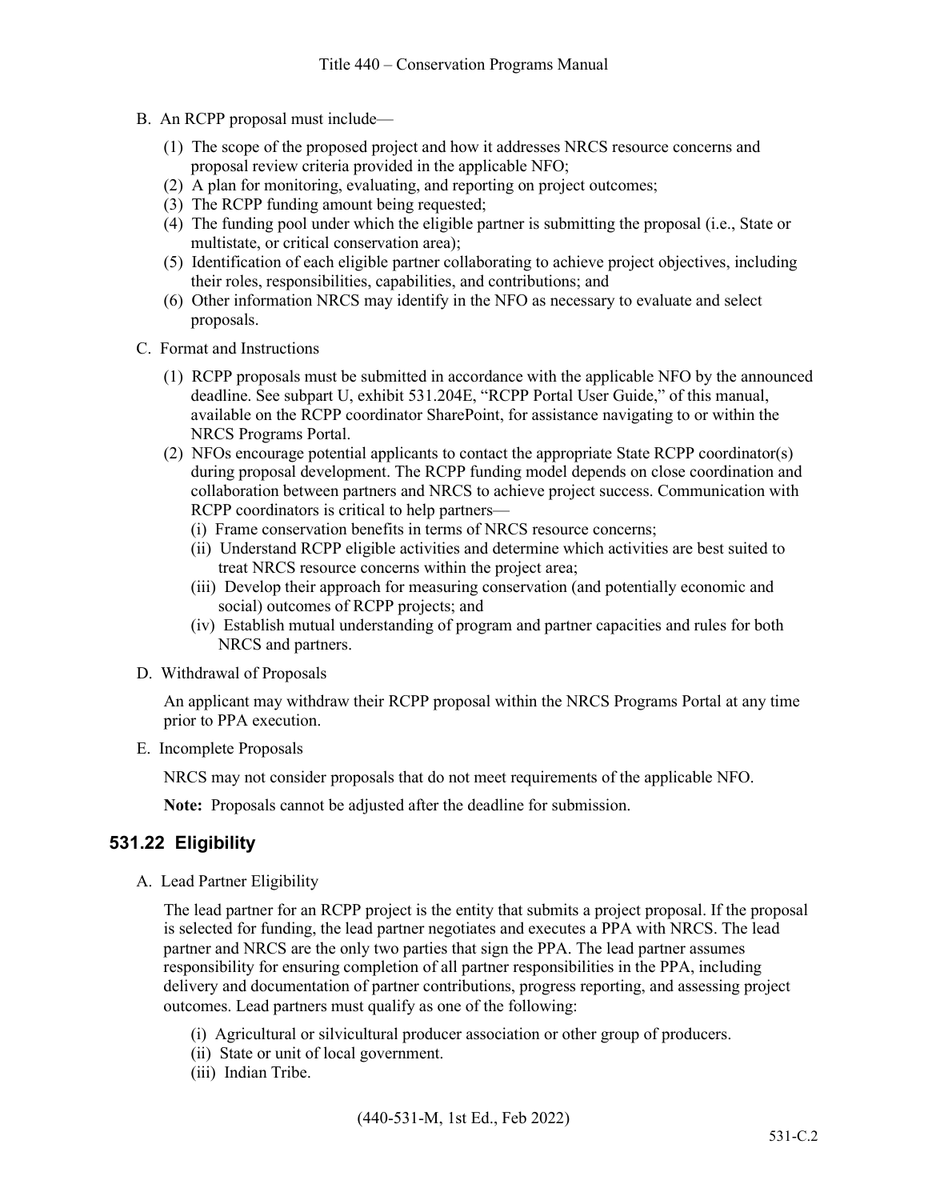B. An RCPP proposal must include—

(1) The scope of the proposed project and how it addresses NRCS resource concerns and proposal review criteria provided in the applicable NFO;
(2) A plan for monitoring, evaluating, and reporting on project outcomes;
(3) The RCPP funding amount being requested;
(4) The funding pool under which the eligible partner is submitting the proposal (i.e., State or multistate, or critical conservation area);
(5) Identification of each eligible partner collaborating to achieve project objectives, including their roles, responsibilities, capabilities, and contributions; and
(6) Other information NRCS may identify in the NFO as necessary to evaluate and select proposals.

C. Format and Instructions

(1) RCPP proposals must be submitted in accordance with the applicable NFO by the announced deadline. See subpart U, exhibit 531.204E, "RCPP Portal User Guide," of this manual, available on the RCPP coordinator SharePoint, for assistance navigating to or within the NRCS Programs Portal.
(2) NFOs encourage potential applicants to contact the appropriate State RCPP coordinator(s) during proposal development. The RCPP funding model depends on close coordination and collaboration between partners and NRCS to achieve project success. Communication with RCPP coordinators is critical to help partners—
   (i) Frame conservation benefits in terms of NRCS resource concerns;
   (ii) Understand RCPP eligible activities and determine which activities are best suited to treat NRCS resource concerns within the project area;
   (iii) Develop their approach for measuring conservation (and potentially economic and social) outcomes of RCPP projects; and
   (iv) Establish mutual understanding of program and partner capacities and rules for both NRCS and partners.

D. Withdrawal of Proposals

An applicant may withdraw their RCPP proposal within the NRCS Programs Portal at any time prior to PPA execution.

E. Incomplete Proposals

NRCS may not consider proposals that do not meet requirements of the applicable NFO.

**Note:** Proposals cannot be adjusted after the deadline for submission.

## 531.22 Eligibility

A. Lead Partner Eligibility

The lead partner for an RCPP project is the entity that submits a project proposal. If the proposal is selected for funding, the lead partner negotiates and executes a PPA with NRCS. The lead partner and NRCS are the only two parties that sign the PPA. The lead partner assumes responsibility for ensuring completion of all partner responsibilities in the PPA, including delivery and documentation of partner contributions, progress reporting, and assessing project outcomes. Lead partners must qualify as one of the following:

(i) Agricultural or silvicultural producer association or other group of producers.
(ii) State or unit of local government.
(iii) Indian Tribe.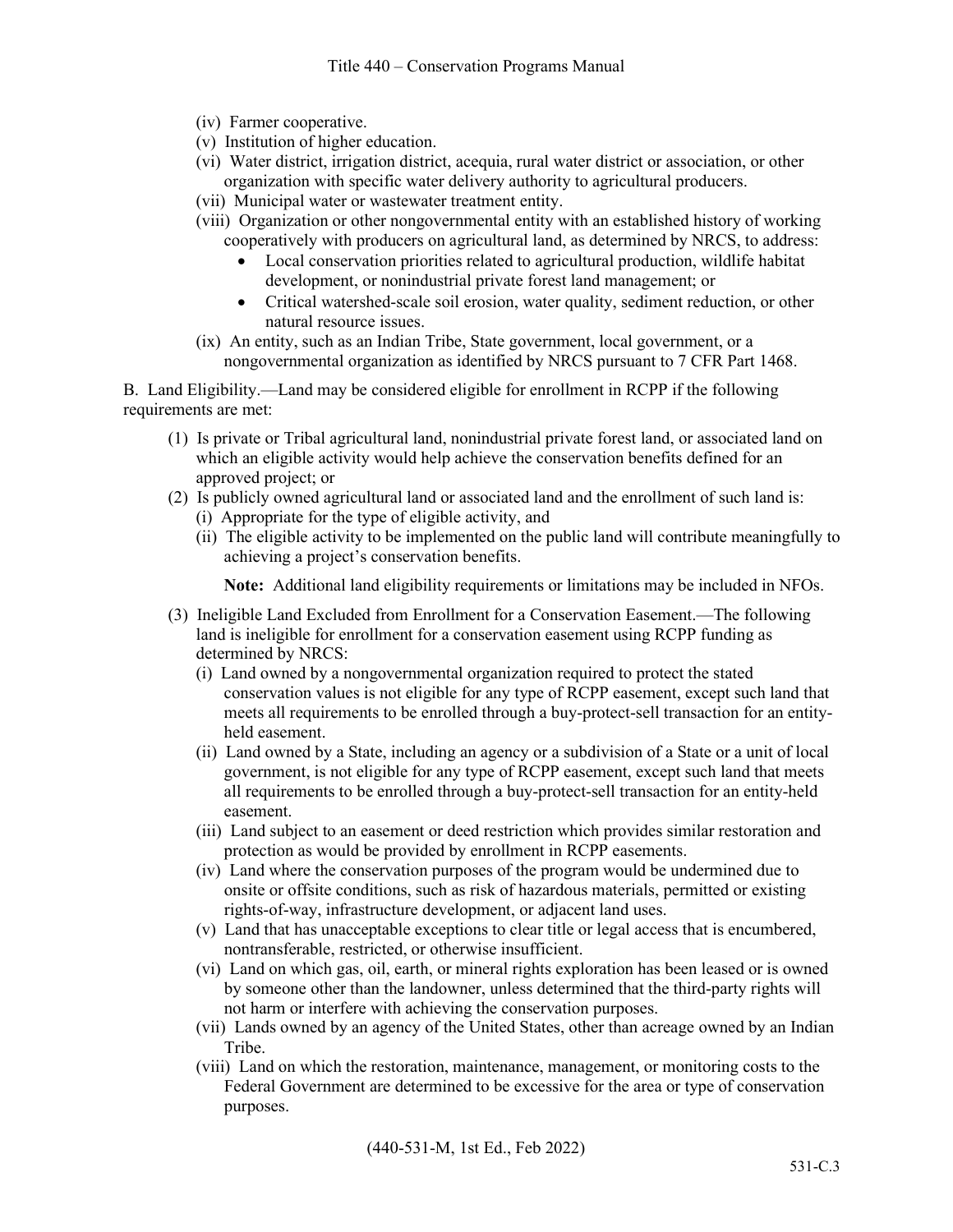(iv) Farmer cooperative.

(v) Institution of higher education.

(vi) Water district, irrigation district, acequia, rural water district or association, or other organization with specific water delivery authority to agricultural producers.

(vii) Municipal water or wastewater treatment entity.

(viii) Organization or other nongovernmental entity with an established history of working cooperatively with producers on agricultural land, as determined by NRCS, to address:

- Local conservation priorities related to agricultural production, wildlife habitat development, or nonindustrial private forest land management; or
- Critical watershed-scale soil erosion, water quality, sediment reduction, or other natural resource issues.

(ix) An entity, such as an Indian Tribe, State government, local government, or a nongovernmental organization as identified by NRCS pursuant to 7 CFR Part 1468.

B. Land Eligibility.—Land may be considered eligible for enrollment in RCPP if the following requirements are met:

(1) Is private or Tribal agricultural land, nonindustrial private forest land, or associated land on which an eligible activity would help achieve the conservation benefits defined for an approved project; or

(2) Is publicly owned agricultural land or associated land and the enrollment of such land is:

(i) Appropriate for the type of eligible activity, and

(ii) The eligible activity to be implemented on the public land will contribute meaningfully to achieving a project's conservation benefits.

**Note:** Additional land eligibility requirements or limitations may be included in NFOs.

(3) Ineligible Land Excluded from Enrollment for a Conservation Easement.—The following land is ineligible for enrollment for a conservation easement using RCPP funding as determined by NRCS:

(i) Land owned by a nongovernmental organization required to protect the stated conservation values is not eligible for any type of RCPP easement, except such land that meets all requirements to be enrolled through a buy-protect-sell transaction for an entity-held easement.

(ii) Land owned by a State, including an agency or a subdivision of a State or a unit of local government, is not eligible for any type of RCPP easement, except such land that meets all requirements to be enrolled through a buy-protect-sell transaction for an entity-held easement.

(iii) Land subject to an easement or deed restriction which provides similar restoration and protection as would be provided by enrollment in RCPP easements.

(iv) Land where the conservation purposes of the program would be undermined due to onsite or offsite conditions, such as risk of hazardous materials, permitted or existing rights-of-way, infrastructure development, or adjacent land uses.

(v) Land that has unacceptable exceptions to clear title or legal access that is encumbered, nontransferable, restricted, or otherwise insufficient.

(vi) Land on which gas, oil, earth, or mineral rights exploration has been leased or is owned by someone other than the landowner, unless determined that the third-party rights will not harm or interfere with achieving the conservation purposes.

(vii) Lands owned by an agency of the United States, other than acreage owned by an Indian Tribe.

(viii) Land on which the restoration, maintenance, management, or monitoring costs to the Federal Government are determined to be excessive for the area or type of conservation purposes.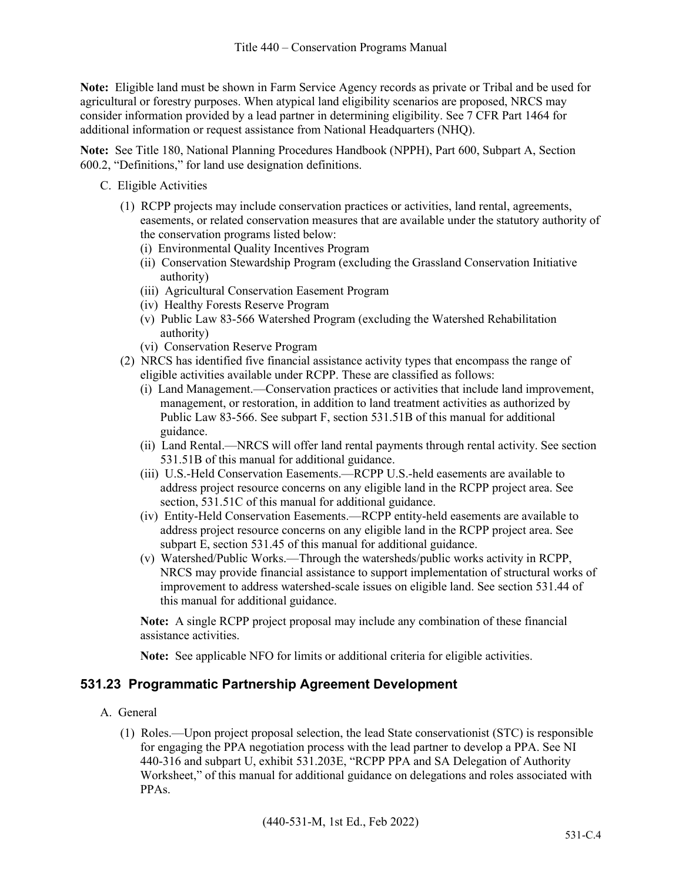**Note:** Eligible land must be shown in Farm Service Agency records as private or Tribal and be used for agricultural or forestry purposes. When atypical land eligibility scenarios are proposed, NRCS may consider information provided by a lead partner in determining eligibility. See 7 CFR Part 1464 for additional information or request assistance from National Headquarters (NHQ).

**Note:** See Title 180, National Planning Procedures Handbook (NPPH), Part 600, Subpart A, Section 600.2, "Definitions," for land use designation definitions.

C. Eligible Activities

(1) RCPP projects may include conservation practices or activities, land rental, agreements, easements, or related conservation measures that are available under the statutory authority of the conservation programs listed below:
   - (i) Environmental Quality Incentives Program
   - (ii) Conservation Stewardship Program (excluding the Grassland Conservation Initiative authority)
   - (iii) Agricultural Conservation Easement Program
   - (iv) Healthy Forests Reserve Program
   - (v) Public Law 83-566 Watershed Program (excluding the Watershed Rehabilitation authority)
   - (vi) Conservation Reserve Program

(2) NRCS has identified five financial assistance activity types that encompass the range of eligible activities available under RCPP. These are classified as follows:
   - (i) Land Management.—Conservation practices or activities that include land improvement, management, or restoration, in addition to land treatment activities as authorized by Public Law 83-566. See subpart F, section 531.51B of this manual for additional guidance.
   - (ii) Land Rental.—NRCS will offer land rental payments through rental activity. See section 531.51B of this manual for additional guidance.
   - (iii) U.S.-Held Conservation Easements.—RCPP U.S.-held easements are available to address project resource concerns on any eligible land in the RCPP project area. See section, 531.51C of this manual for additional guidance.
   - (iv) Entity-Held Conservation Easements.—RCPP entity-held easements are available to address project resource concerns on any eligible land in the RCPP project area. See subpart E, section 531.45 of this manual for additional guidance.
   - (v) Watershed/Public Works.—Through the watersheds/public works activity in RCPP, NRCS may provide financial assistance to support implementation of structural works of improvement to address watershed-scale issues on eligible land. See section 531.44 of this manual for additional guidance.

   **Note:** A single RCPP project proposal may include any combination of these financial assistance activities.

   **Note:** See applicable NFO for limits or additional criteria for eligible activities.

## 531.23 Programmatic Partnership Agreement Development

A. General

(1) Roles.—Upon project proposal selection, the lead State conservationist (STC) is responsible for engaging the PPA negotiation process with the lead partner to develop a PPA. See NI 440-316 and subpart U, exhibit 531.203E, "RCPP PPA and SA Delegation of Authority Worksheet," of this manual for additional guidance on delegations and roles associated with PPAs.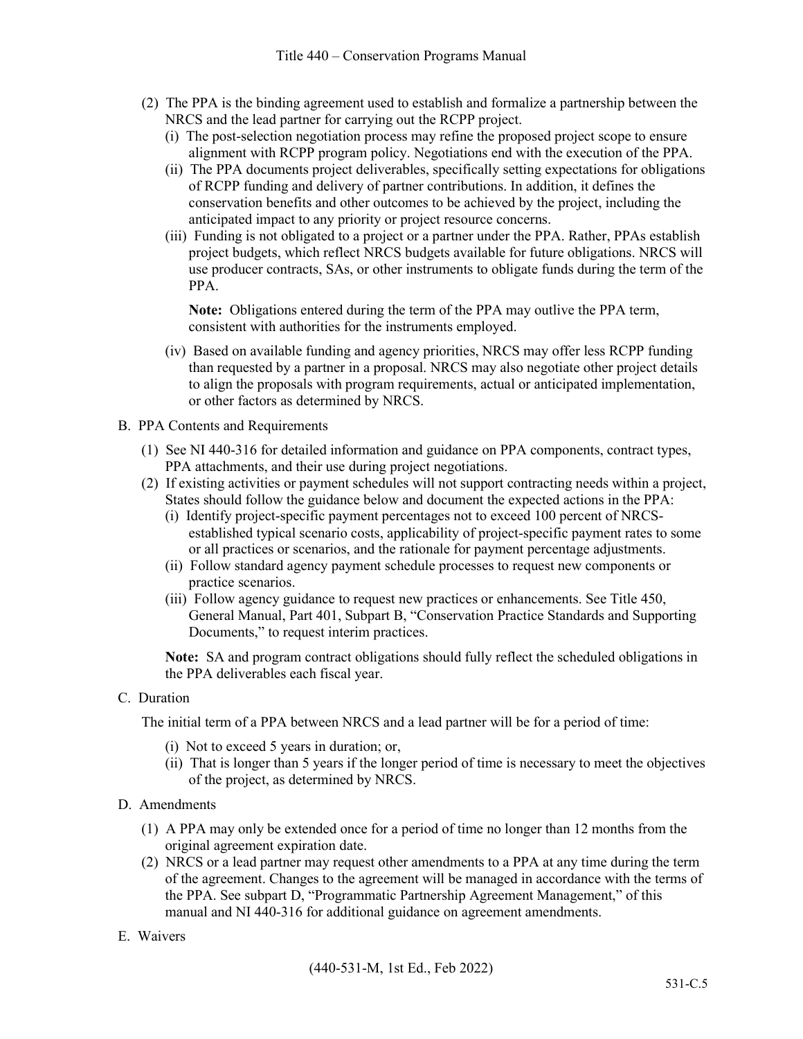(2) The PPA is the binding agreement used to establish and formalize a partnership between the NRCS and the lead partner for carrying out the RCPP project.

   (i) The post-selection negotiation process may refine the proposed project scope to ensure alignment with RCPP program policy. Negotiations end with the execution of the PPA.

   (ii) The PPA documents project deliverables, specifically setting expectations for obligations of RCPP funding and delivery of partner contributions. In addition, it defines the conservation benefits and other outcomes to be achieved by the project, including the anticipated impact to any priority or project resource concerns.

   (iii) Funding is not obligated to a project or a partner under the PPA. Rather, PPAs establish project budgets, which reflect NRCS budgets available for future obligations. NRCS will use producer contracts, SAs, or other instruments to obligate funds during the term of the PPA.

   **Note:** Obligations entered during the term of the PPA may outlive the PPA term, consistent with authorities for the instruments employed.

   (iv) Based on available funding and agency priorities, NRCS may offer less RCPP funding than requested by a partner in a proposal. NRCS may also negotiate other project details to align the proposals with program requirements, actual or anticipated implementation, or other factors as determined by NRCS.

B. PPA Contents and Requirements

(1) See NI 440-316 for detailed information and guidance on PPA components, contract types, PPA attachments, and their use during project negotiations.

(2) If existing activities or payment schedules will not support contracting needs within a project, States should follow the guidance below and document the expected actions in the PPA:

   (i) Identify project-specific payment percentages not to exceed 100 percent of NRCS-established typical scenario costs, applicability of project-specific payment rates to some or all practices or scenarios, and the rationale for payment percentage adjustments.

   (ii) Follow standard agency payment schedule processes to request new components or practice scenarios.

   (iii) Follow agency guidance to request new practices or enhancements. See Title 450, General Manual, Part 401, Subpart B, "Conservation Practice Standards and Supporting Documents," to request interim practices.

**Note:** SA and program contract obligations should fully reflect the scheduled obligations in the PPA deliverables each fiscal year.

C. Duration

The initial term of a PPA between NRCS and a lead partner will be for a period of time:

   (i) Not to exceed 5 years in duration; or,

   (ii) That is longer than 5 years if the longer period of time is necessary to meet the objectives of the project, as determined by NRCS.

D. Amendments

(1) A PPA may only be extended once for a period of time no longer than 12 months from the original agreement expiration date.

(2) NRCS or a lead partner may request other amendments to a PPA at any time during the term of the agreement. Changes to the agreement will be managed in accordance with the terms of the PPA. See subpart D, "Programmatic Partnership Agreement Management," of this manual and NI 440-316 for additional guidance on agreement amendments.

E. Waivers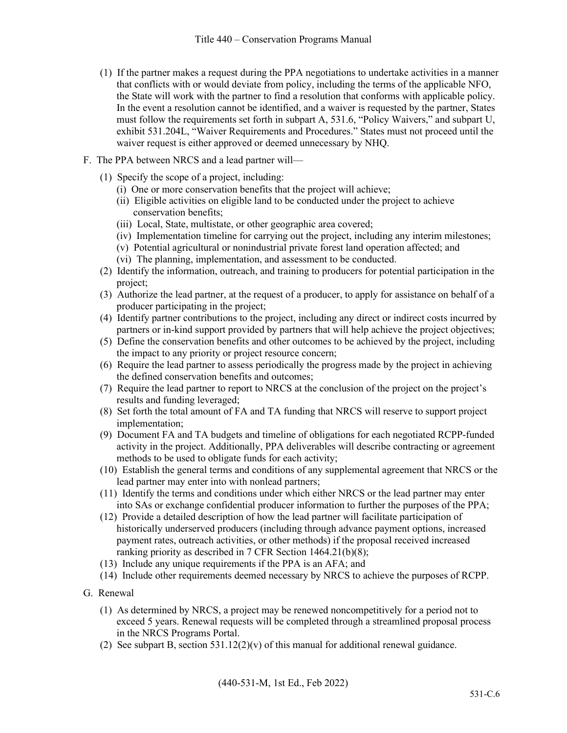(1) If the partner makes a request during the PPA negotiations to undertake activities in a manner that conflicts with or would deviate from policy, including the terms of the applicable NFO, the State will work with the partner to find a resolution that conforms with applicable policy. In the event a resolution cannot be identified, and a waiver is requested by the partner, States must follow the requirements set forth in subpart A, 531.6, "Policy Waivers," and subpart U, exhibit 531.204L, "Waiver Requirements and Procedures." States must not proceed until the waiver request is either approved or deemed unnecessary by NHQ.

F. The PPA between NRCS and a lead partner will—

(1) Specify the scope of a project, including:
  (i) One or more conservation benefits that the project will achieve;
  (ii) Eligible activities on eligible land to be conducted under the project to achieve conservation benefits;
  (iii) Local, State, multistate, or other geographic area covered;
  (iv) Implementation timeline for carrying out the project, including any interim milestones;
  (v) Potential agricultural or nonindustrial private forest land operation affected; and
  (vi) The planning, implementation, and assessment to be conducted.

(2) Identify the information, outreach, and training to producers for potential participation in the project;

(3) Authorize the lead partner, at the request of a producer, to apply for assistance on behalf of a producer participating in the project;

(4) Identify partner contributions to the project, including any direct or indirect costs incurred by partners or in-kind support provided by partners that will help achieve the project objectives;

(5) Define the conservation benefits and other outcomes to be achieved by the project, including the impact to any priority or project resource concern;

(6) Require the lead partner to assess periodically the progress made by the project in achieving the defined conservation benefits and outcomes;

(7) Require the lead partner to report to NRCS at the conclusion of the project on the project's results and funding leveraged;

(8) Set forth the total amount of FA and TA funding that NRCS will reserve to support project implementation;

(9) Document FA and TA budgets and timeline of obligations for each negotiated RCPP-funded activity in the project. Additionally, PPA deliverables will describe contracting or agreement methods to be used to obligate funds for each activity;

(10) Establish the general terms and conditions of any supplemental agreement that NRCS or the lead partner may enter into with nonlead partners;

(11) Identify the terms and conditions under which either NRCS or the lead partner may enter into SAs or exchange confidential producer information to further the purposes of the PPA;

(12) Provide a detailed description of how the lead partner will facilitate participation of historically underserved producers (including through advance payment options, increased payment rates, outreach activities, or other methods) if the proposal received increased ranking priority as described in 7 CFR Section 1464.21(b)(8);

(13) Include any unique requirements if the PPA is an AFA; and

(14) Include other requirements deemed necessary by NRCS to achieve the purposes of RCPP.

G. Renewal

(1) As determined by NRCS, a project may be renewed noncompetitively for a period not to exceed 5 years. Renewal requests will be completed through a streamlined proposal process in the NRCS Programs Portal.

(2) See subpart B, section 531.12(2)(v) of this manual for additional renewal guidance.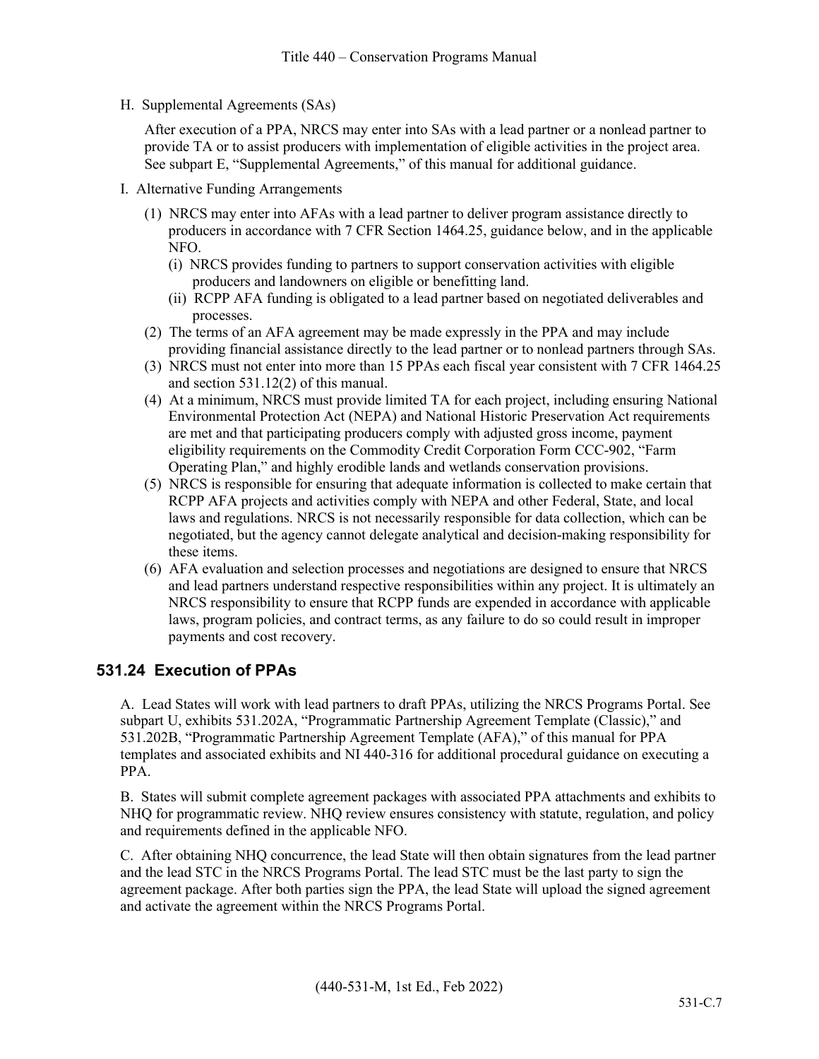H. Supplemental Agreements (SAs)

After execution of a PPA, NRCS may enter into SAs with a lead partner or a nonlead partner to provide TA or to assist producers with implementation of eligible activities in the project area. See subpart E, "Supplemental Agreements," of this manual for additional guidance.

I. Alternative Funding Arrangements

(1) NRCS may enter into AFAs with a lead partner to deliver program assistance directly to producers in accordance with 7 CFR Section 1464.25, guidance below, and in the applicable NFO.

  (i) NRCS provides funding to partners to support conservation activities with eligible producers and landowners on eligible or benefitting land.

  (ii) RCPP AFA funding is obligated to a lead partner based on negotiated deliverables and processes.

(2) The terms of an AFA agreement may be made expressly in the PPA and may include providing financial assistance directly to the lead partner or to nonlead partners through SAs.

(3) NRCS must not enter into more than 15 PPAs each fiscal year consistent with 7 CFR 1464.25 and section 531.12(2) of this manual.

(4) At a minimum, NRCS must provide limited TA for each project, including ensuring National Environmental Protection Act (NEPA) and National Historic Preservation Act requirements are met and that participating producers comply with adjusted gross income, payment eligibility requirements on the Commodity Credit Corporation Form CCC-902, "Farm Operating Plan," and highly erodible lands and wetlands conservation provisions.

(5) NRCS is responsible for ensuring that adequate information is collected to make certain that RCPP AFA projects and activities comply with NEPA and other Federal, State, and local laws and regulations. NRCS is not necessarily responsible for data collection, which can be negotiated, but the agency cannot delegate analytical and decision-making responsibility for these items.

(6) AFA evaluation and selection processes and negotiations are designed to ensure that NRCS and lead partners understand respective responsibilities within any project. It is ultimately an NRCS responsibility to ensure that RCPP funds are expended in accordance with applicable laws, program policies, and contract terms, as any failure to do so could result in improper payments and cost recovery.

## 531.24 Execution of PPAs

A. Lead States will work with lead partners to draft PPAs, utilizing the NRCS Programs Portal. See subpart U, exhibits 531.202A, "Programmatic Partnership Agreement Template (Classic)," and 531.202B, "Programmatic Partnership Agreement Template (AFA)," of this manual for PPA templates and associated exhibits and NI 440-316 for additional procedural guidance on executing a PPA.

B. States will submit complete agreement packages with associated PPA attachments and exhibits to NHQ for programmatic review. NHQ review ensures consistency with statute, regulation, and policy and requirements defined in the applicable NFO.

C. After obtaining NHQ concurrence, the lead State will then obtain signatures from the lead partner and the lead STC in the NRCS Programs Portal. The lead STC must be the last party to sign the agreement package. After both parties sign the PPA, the lead State will upload the signed agreement and activate the agreement within the NRCS Programs Portal.